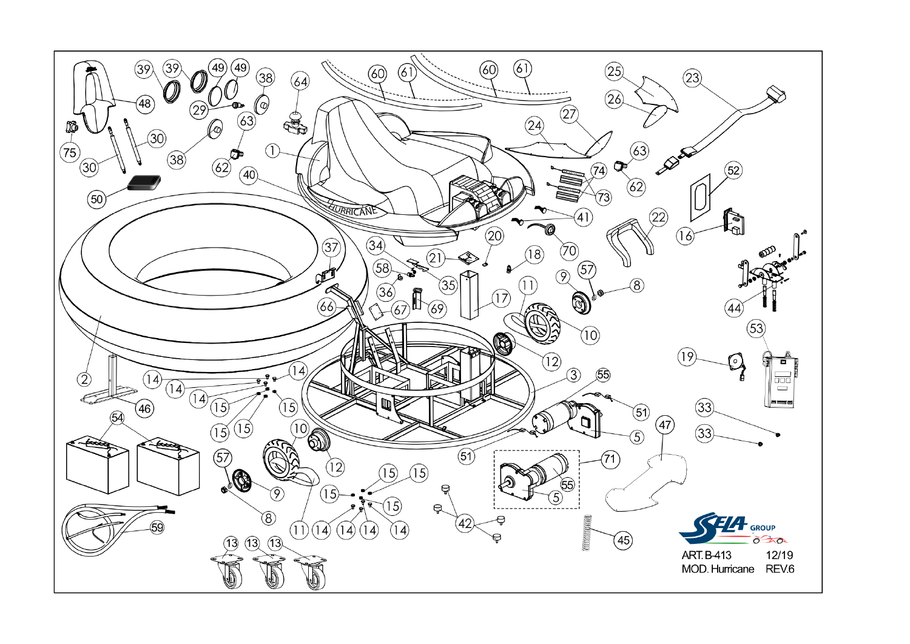SELA GROUP

ART. B-413 12/19

MOD. Hurricane REV.6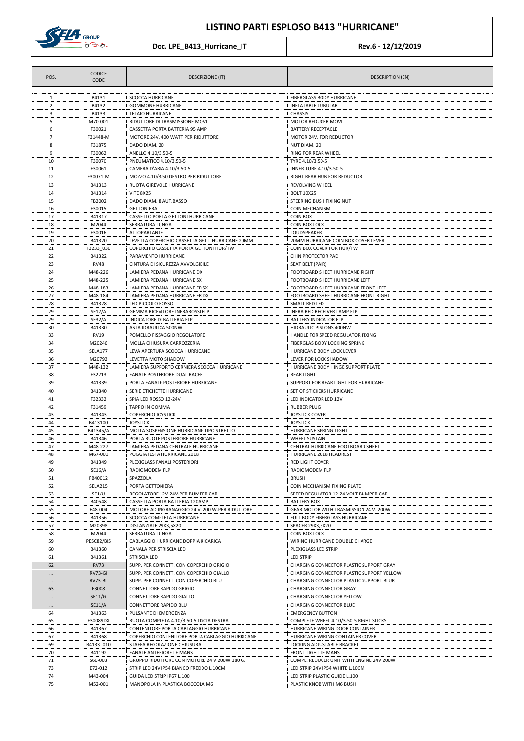# LISTINO PARTI ESPLOSO B413 "HURRICANE"

**Doc. LPE_B413_Hurricane_IT** | **Rev.6 - 12/12/2019**

| POS. | CODICE CODE | DESCRIZIONE (IT) | DESCRIPTION (EN) |
|---|---|---|---|
| 1 | B4131 | SCOCCA HURRICANE | FIBERGLASS BODY HURRICANE |
| 2 | B4132 | GOMMONE HURRICANE | INFLATABLE TUBULAR |
| 3 | B4133 | TELAIO HURRICANE | CHASSIS |
| 5 | M70-001 | RIDUTTORE DI TRASMISSIONE MOVI | MOTOR REDUCER MOVI |
| 6 | F30021 | CASSETTA PORTA BATTERIA 95 AMP | BATTERY RECEPTACLE |
| 7 | F31448-M | MOTORE 24V. 400 WATT PER RIDUTTORE | MOTOR 24V. FOR REDUCTOR |
| 8 | F31875 | DADO DIAM. 20 | NUT DIAM. 20 |
| 9 | F30062 | ANELLO 4.10/3.50-5 | RING FOR REAR WHEEL |
| 10 | F30070 | PNEUMATICO 4.10/3.50-5 | TYRE 4.10/3.50-5 |
| 11 | F30061 | CAMERA D'ARIA 4.10/3.50-5 | INNER TUBE 4.10/3.50-5 |
| 12 | F30071-M | MOZZO 4.10/3.50 DESTRO PER RIDUTTORE | RIGHT REAR HUB FOR REDUCTOR |
| 13 | B41313 | RUOTA GIREVOLE HURRICANE | REVOLVING WHEEL |
| 14 | B41314 | VITE 8X25 | BOLT 10X25 |
| 15 | FB2002 | DADO DIAM. 8 AUT.BASSO | STEERING BUSH FIXING NUT |
| 16 | F30015 | GETTONIERA | COIN MECHANISM |
| 17 | B41317 | CASSETTO PORTA GETTONI HURRICANE | COIN BOX |
| 18 | M2044 | SERRATURA LUNGA | COIN BOX LOCK |
| 19 | F30016 | ALTOPARLANTE | LOUDSPEAKER |
| 20 | B41320 | LEVETTA COPERCHIO CASSETTA GETT. HURRICANE 20MM | 20MM HURRICANE COIN BOX COVER LEVER |
| 21 | F3233_030 | COPERCHIO CASSETTA PORTA GETTONI HUR/TW | COIN BOX COVER FOR HUR/TW |
| 22 | B41322 | PARAMENTO HURRICANE | CHIN PROTECTOR PAD |
| 23 | RV48 | CINTURA DI SICUREZZA AVVOLGIBILE | SEAT BELT (PAIR) |
| 24 | M48-226 | LAMIERA PEDANA HURRICANE DX | FOOTBOARD SHEET HURRICANE RIGHT |
| 25 | M48-225 | LAMIERA PEDANA HURRICANE SX | FOOTBOARD SHEET HURRICANE LEFT |
| 26 | M48-183 | LAMIERA PEDANA HURRICANE FR SX | FOOTBOARD SHEET HURRICANE FRONT LEFT |
| 27 | M48-184 | LAMIERA PEDANA HURRICANE FR DX | FOOTBOARD SHEET HURRICANE FRONT RIGHT |
| 28 | B41328 | LED PICCOLO ROSSO | SMALL RED LED |
| 29 | SE17/A | GEMMA RICEVITORE INFRAROSSI FLP | INFRA RED RECEIVER LAMP FLP |
| 29 | SE32/A | INDICATORE DI BATTERIA FLP | BATTERY INDICATOR FLP |
| 30 | B41330 | ASTA IDRAULICA 500NW | HIDRAULIC PISTONS 400NW |
| 33 | RV19 | POMELLO FISSAGGIO REGOLATORE | HANDLE FOR SPEED REGULATOR FIXING |
| 34 | M20246 | MOLLA CHIUSURA CARROZZERIA | FIBERGLAS BODY LOCKING SPRING |
| 35 | SELA177 | LEVA APERTURA SCOCCA HURRICANE | HURRICANE BODY LOCK LEVER |
| 36 | M20792 | LEVETTA MOTO SHADOW | LEVER FOR LOCK SHADOW |
| 37 | M48-132 | LAMIERA SUPPORTO CERNIERA SCOCCA HURRICANE | HURRICANE BODY HINGE SUPPORT PLATE |
| 38 | F32213 | FANALE POSTERIORE DUAL RACER | REAR LIGHT |
| 39 | B41339 | PORTA FANALE POSTERIORE HURRICANE | SUPPORT FOR REAR LIGHT FOR HURRICANE |
| 40 | B41340 | SERIE ETICHETTE HURRICANE | SET OF STICKERS HURRICANE |
| 41 | F32332 | SPIA LED ROSSO 12-24V | LED INDICATOR LED 12V |
| 42 | F31459 | TAPPO IN GOMMA | RUBBER PLUG |
| 43 | B41343 | COPERCHIO JOYSTICK | JOYSTICK COVER |
| 44 | B413100 | JOYSTICK | JOYSTICK |
| 45 | B41345/A | MOLLA SOSPENSIONE HURRICANE TIPO STRETTO | HURRICANE SPRING TIGHT |
| 46 | B41346 | PORTA RUOTE POSTERIORE HURRICANE | WHEEL SUSTAIN |
| 47 | M48-227 | LAMIERA PEDANA CENTRALE HURRICANE | CENTRAL HURRICANE FOOTBOARD SHEET |
| 48 | M67-001 | POGGIATESTA HURRICANE 2018 | HURRICANE 2018 HEADREST |
| 49 | B41349 | PLEXIGLASS FANALI POSTERIORI | RED LIGHT COVER |
| 50 | SE16/A | RADIOMODEM FLP | RADIOMODEM FLP |
| 51 | FB40012 | SPAZZOLA | BRUSH |
| 52 | SELA215 | PORTA GETTONIERA | COIN MECHANISM FIXING PLATE |
| 53 | SE1/U | REGOLATORE 12V-24V.PER BUMPER CAR | SPEED REGULATOR 12-24 VOLT BUMPER CAR |
| 54 | B40548 | CASSETTA PORTA BATTERIA 120AMP. | BATTERY BOX |
| 55 | E48-004 | MOTORE AD INGRANAGGIO 24 V. 200 W.PER RIDUTTORE | GEAR MOTOR WITH TRASMISSION 24 V. 200W |
| 56 | B41356 | SCOCCA COMPLETA HURRICANE | FULL BODY FIBERGLASS HURRICANE |
| 57 | M20398 | DISTANZIALE 29X3,5X20 | SPACER 29X3,5X20 |
| 58 | M2044 | SERRATURA LUNGA | COIN BOX LOCK |
| 59 | PESC82/BIS | CABLAGGIO HURRICANE DOPPIA RICARICA | WIRING HURRICANE DOUBLE CHARGE |
| 60 | B41360 | CANALA PER STRISCIA LED | PLEXIGLASS LED STRIP |
| 61 | B41361 | STRISCIA LED | LED STRIP |
| 62 | RV73 | SUPP. PER CONNETT. CON COPERCHIO GRIGIO | CHARGING CONNECTOR PLASTIC SUPPORT GRAY |
| ... | RV73-GI | SUPP. PER CONNETT. CON COPERCHIO GIALLO | CHARGING CONNECTOR PLASTIC SUPPORT YELLOW |
| ... | RV73-BL | SUPP. PER CONNETT. CON COPERCHIO BLU | CHARGING CONNECTOR PLASTIC SUPPORT BLUR |
| 63 | F3008 | CONNETTORE RAPIDO GRIGIO | CHARGING CONNECTOR GRAY |
| ... | SE11/G | CONNETTORE RAPIDO GIALLO | CHARGING CONNECTOR YELLOW |
| ... | SE11/A | CONNETTORE RAPIDO BLU | CHARGING CONNECTOR BLUE |
| 64 | B41363 | PULSANTE DI EMERGENZA | EMERGENCY BUTTON |
| 65 | F30089DX | RUOTA COMPLETA 4.10/3.50-5 LISCIA DESTRA | COMPLETE WHEEL 4.10/3.50-5 RIGHT SLICKS |
| 66 | B41367 | CONTENITORE PORTA CABLAGGIO HURRICANE | HURRICANE WIRING DOOR CONTAINER |
| 67 | B41368 | COPERCHIO CONTENITORE PORTA CABLAGGIO HURRICANE | HURRICANE WIRING CONTAINER COVER |
| 69 | B4133_010 | STAFFA REGOLAZIONE CHIUSURA | LOCKING ADJUSTABLE BRACKET |
| 70 | B41192 | FANALE ANTERIORE LE MANS | FRONT LIGHT LE MANS |
| 71 | S60-003 | GRUPPO RIDUTTORE CON MOTORE 24 V 200W 180 G. | COMPL. REDUCER UNIT WITH ENGINE 24V 200W |
| 73 | E72-012 | STRIP LED 24V IP54 BIANCO FREDDO L.10CM | LED STRIP 24V IP54 WHITE L.10CM |
| 74 | M43-004 | GUIDA LED STRIP IP67 L.100 | LED STRIP PLASTIC GUIDE L.100 |
| 75 | M52-001 | MANOPOLA IN PLASTICA BOCCOLA M6 | PLASTIC KNOB WITH M6 BUSH |